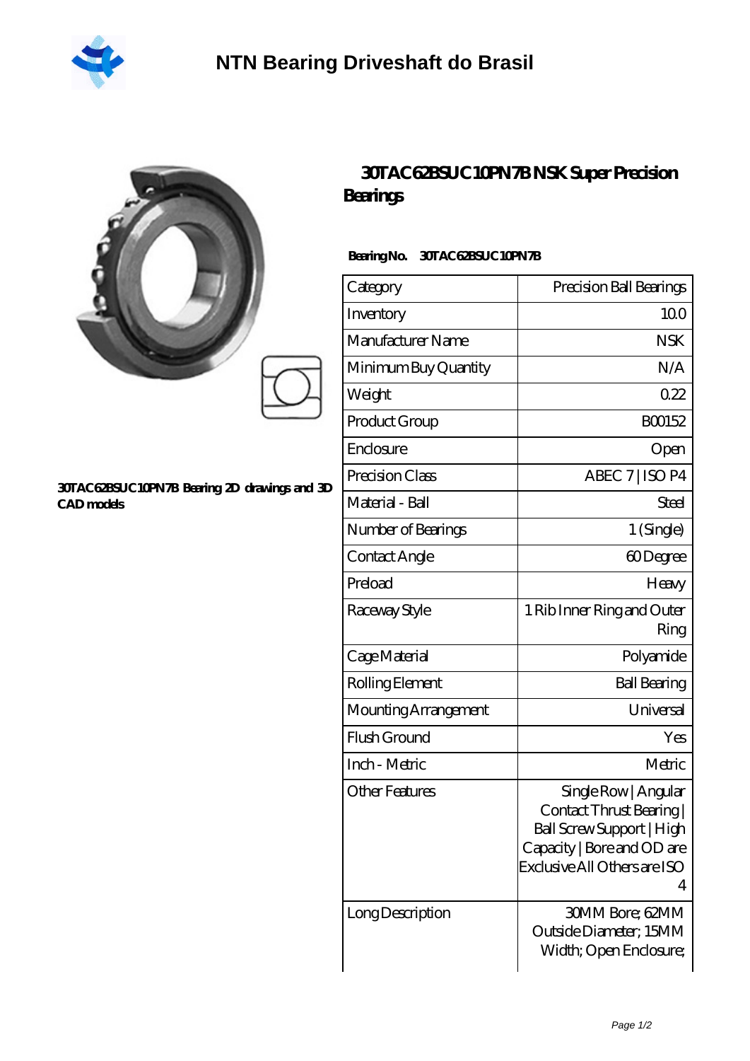# NTN Bearing Driveshaft do Brasil

30TAC62BSUC10PN7B Bearing 2D drawings and 3D CAD models

## 30TAC62BSUC10PN7B NSK Super Precision Bearings

**Bearing No.** 30TAC62BSUC10PN7B

| Category | Precision Ball Bearings |
|---|---|
| Inventory | 10.0 |
| Manufacturer Name | NSK |
| Minimum Buy Quantity | N/A |
| Weight | 0.22 |
| Product Group | B00152 |
| Enclosure | Open |
| Precision Class | ABEC 7 \| ISO P4 |
| Material - Ball | Steel |
| Number of Bearings | 1 (Single) |
| Contact Angle | 60 Degree |
| Preload | Heavy |
| Raceway Style | 1 Rib Inner Ring and Outer Ring |
| Cage Material | Polyamide |
| Rolling Element | Ball Bearing |
| Mounting Arrangement | Universal |
| Flush Ground | Yes |
| Inch - Metric | Metric |
| Other Features | Single Row \| Angular Contact Thrust Bearing \| Ball Screw Support \| High Capacity \| Bore and OD are Exclusive All Others are ISO 4 |
| Long Description | 30MM Bore; 62MM Outside Diameter; 15MM Width; Open Enclosure; |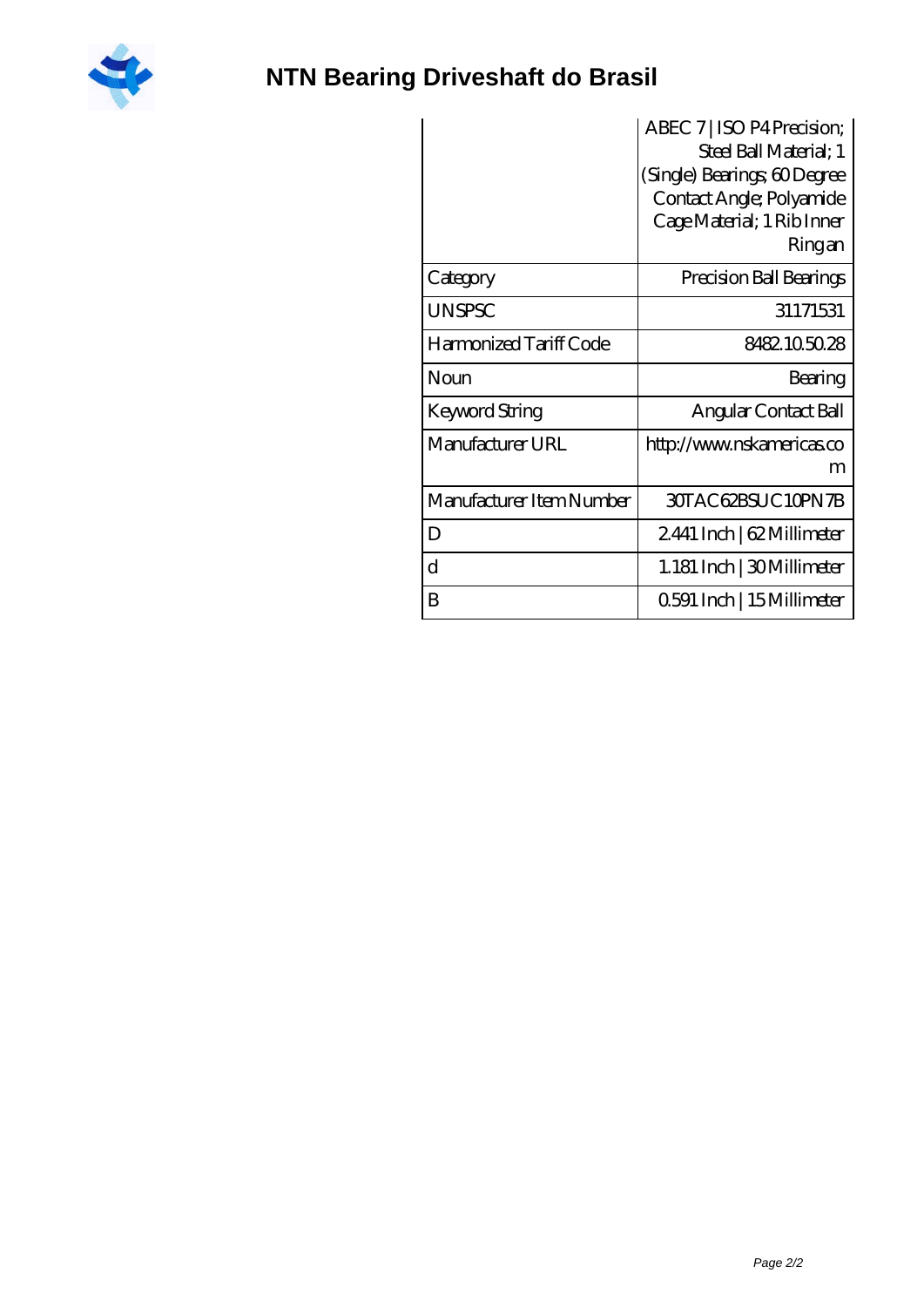| | |
|---|---|
| | ABEC 7 \| ISO P4 Precision; Steel Ball Material; 1 (Single) Bearings; 60 Degree Contact Angle; Polyamide Cage Material; 1 Rib Inner Ring an |
| Category | Precision Ball Bearings |
| UNSPSC | 31171531 |
| Harmonized Tariff Code | 8482.10.50.28 |
| Noun | Bearing |
| Keyword String | Angular Contact Ball |
| Manufacturer URL | http://www.nskamericas.com |
| Manufacturer Item Number | 30TAC62BSUC10PN7B |
| D | 2.441 Inch \| 62 Millimeter |
| d | 1.181 Inch \| 30 Millimeter |
| B | 0.591 Inch \| 15 Millimeter |